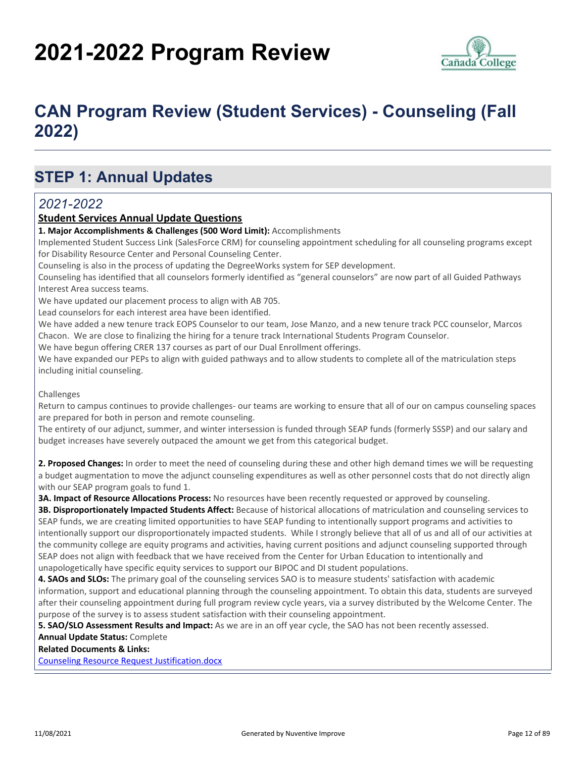# 2021-2022 Program Review

## CAN Program Review (Student Services) - Counseling (Fall 2022)

## STEP 1: Annual Updates

### *2021-2022*

**Student Services Annual Update Questions**

**1. Major Accomplishments & Challenges (500 Word Limit):** Accomplishments

Implemented Student Success Link (SalesForce CRM) for counseling appointment scheduling for all counseling programs except for Disability Resource Center and Personal Counseling Center.

Counseling is also in the process of updating the DegreeWorks system for SEP development.

Counseling has identified that all counselors formerly identified as "general counselors" are now part of all Guided Pathways Interest Area success teams.

We have updated our placement process to align with AB 705.

Lead counselors for each interest area have been identified.

We have added a new tenure track EOPS Counselor to our team, Jose Manzo, and a new tenure track PCC counselor, Marcos Chacon. We are close to finalizing the hiring for a tenure track International Students Program Counselor.

We have begun offering CRER 137 courses as part of our Dual Enrollment offerings.

We have expanded our PEPs to align with guided pathways and to allow students to complete all of the matriculation steps including initial counseling.

Challenges

Return to campus continues to provide challenges- our teams are working to ensure that all of our on campus counseling spaces are prepared for both in person and remote counseling.

The entirety of our adjunct, summer, and winter intersession is funded through SEAP funds (formerly SSSP) and our salary and budget increases have severely outpaced the amount we get from this categorical budget.

**2. Proposed Changes:** In order to meet the need of counseling during these and other high demand times we will be requesting a budget augmentation to move the adjunct counseling expenditures as well as other personnel costs that do not directly align with our SEAP program goals to fund 1.

**3A. Impact of Resource Allocations Process:** No resources have been recently requested or approved by counseling.

**3B. Disproportionately Impacted Students Affect:** Because of historical allocations of matriculation and counseling services to SEAP funds, we are creating limited opportunities to have SEAP funding to intentionally support programs and activities to intentionally support our disproportionately impacted students. While I strongly believe that all of us and all of our activities at the community college are equity programs and activities, having current positions and adjunct counseling supported through SEAP does not align with feedback that we have received from the Center for Urban Education to intentionally and unapologetically have specific equity services to support our BIPOC and DI student populations.

**4. SAOs and SLOs:** The primary goal of the counseling services SAO is to measure students' satisfaction with academic information, support and educational planning through the counseling appointment. To obtain this data, students are surveyed after their counseling appointment during full program review cycle years, via a survey distributed by the Welcome Center. The purpose of the survey is to assess student satisfaction with their counseling appointment.

**5. SAO/SLO Assessment Results and Impact:** As we are in an off year cycle, the SAO has not been recently assessed.

**Annual Update Status:** Complete

**Related Documents & Links:**

Counseling Resource Request Justification.docx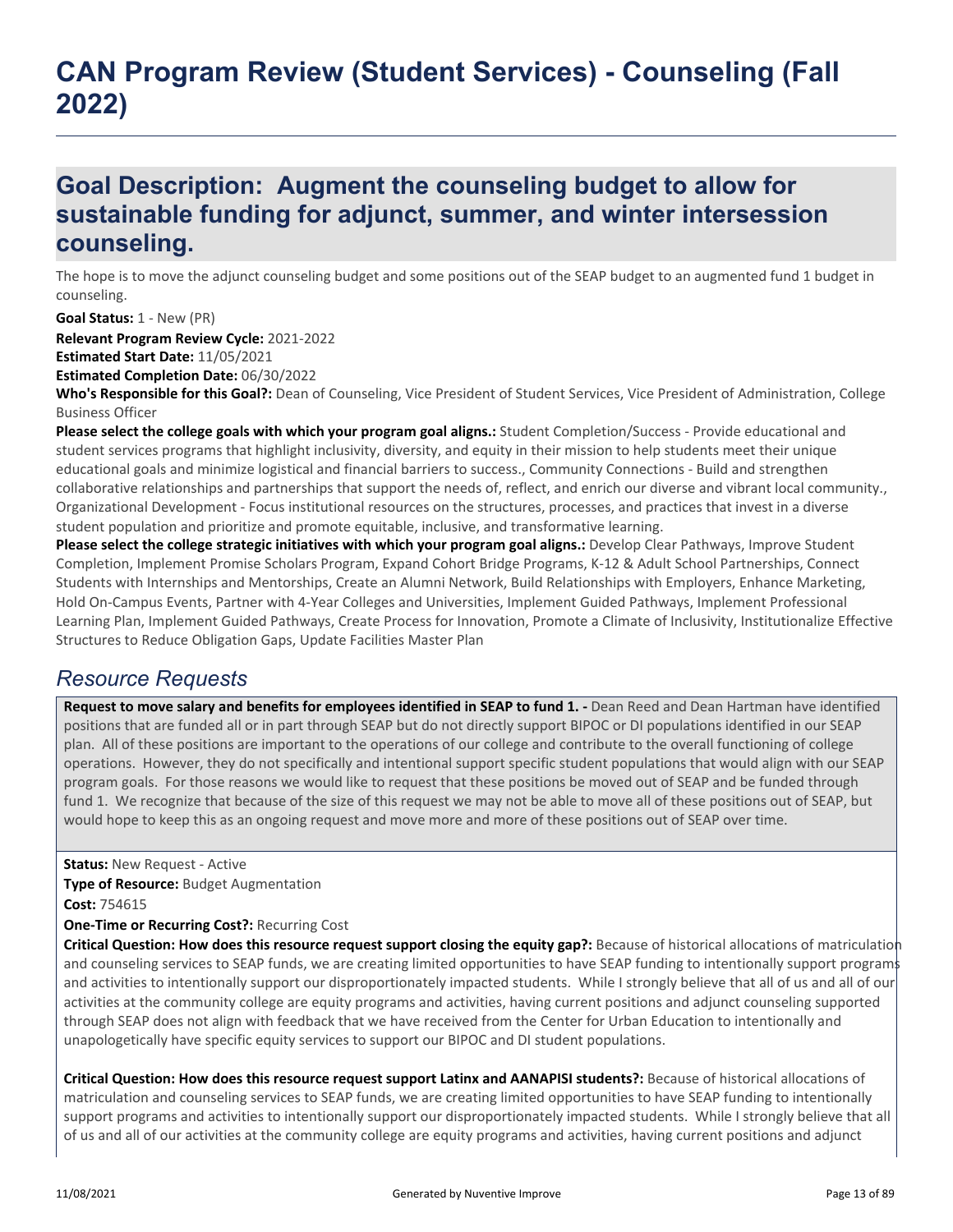# CAN Program Review (Student Services) - Counseling (Fall 2022)

## Goal Description: Augment the counseling budget to allow for sustainable funding for adjunct, summer, and winter intersession counseling.

The hope is to move the adjunct counseling budget and some positions out of the SEAP budget to an augmented fund 1 budget in counseling.

**Goal Status:** 1 - New (PR)

**Relevant Program Review Cycle:** 2021-2022

**Estimated Start Date:** 11/05/2021

**Estimated Completion Date:** 06/30/2022

**Who's Responsible for this Goal?:** Dean of Counseling, Vice President of Student Services, Vice President of Administration, College Business Officer

**Please select the college goals with which your program goal aligns.:** Student Completion/Success - Provide educational and student services programs that highlight inclusivity, diversity, and equity in their mission to help students meet their unique educational goals and minimize logistical and financial barriers to success., Community Connections - Build and strengthen collaborative relationships and partnerships that support the needs of, reflect, and enrich our diverse and vibrant local community., Organizational Development - Focus institutional resources on the structures, processes, and practices that invest in a diverse student population and prioritize and promote equitable, inclusive, and transformative learning.

**Please select the college strategic initiatives with which your program goal aligns.:** Develop Clear Pathways, Improve Student Completion, Implement Promise Scholars Program, Expand Cohort Bridge Programs, K-12 & Adult School Partnerships, Connect Students with Internships and Mentorships, Create an Alumni Network, Build Relationships with Employers, Enhance Marketing, Hold On-Campus Events, Partner with 4-Year Colleges and Universities, Implement Guided Pathways, Implement Professional Learning Plan, Implement Guided Pathways, Create Process for Innovation, Promote a Climate of Inclusivity, Institutionalize Effective Structures to Reduce Obligation Gaps, Update Facilities Master Plan

### *Resource Requests*

**Request to move salary and benefits for employees identified in SEAP to fund 1. -** Dean Reed and Dean Hartman have identified positions that are funded all or in part through SEAP but do not directly support BIPOC or DI populations identified in our SEAP plan. All of these positions are important to the operations of our college and contribute to the overall functioning of college operations. However, they do not specifically and intentional support specific student populations that would align with our SEAP program goals. For those reasons we would like to request that these positions be moved out of SEAP and be funded through fund 1. We recognize that because of the size of this request we may not be able to move all of these positions out of SEAP, but would hope to keep this as an ongoing request and move more and more of these positions out of SEAP over time.

**Status:** New Request - Active

**Type of Resource:** Budget Augmentation

**Cost:** 754615

**One-Time or Recurring Cost?:** Recurring Cost

**Critical Question: How does this resource request support closing the equity gap?:** Because of historical allocations of matriculation and counseling services to SEAP funds, we are creating limited opportunities to have SEAP funding to intentionally support programs and activities to intentionally support our disproportionately impacted students. While I strongly believe that all of us and all of our activities at the community college are equity programs and activities, having current positions and adjunct counseling supported through SEAP does not align with feedback that we have received from the Center for Urban Education to intentionally and unapologetically have specific equity services to support our BIPOC and DI student populations.

**Critical Question: How does this resource request support Latinx and AANAPISI students?:** Because of historical allocations of matriculation and counseling services to SEAP funds, we are creating limited opportunities to have SEAP funding to intentionally support programs and activities to intentionally support our disproportionately impacted students. While I strongly believe that all of us and all of our activities at the community college are equity programs and activities, having current positions and adjunct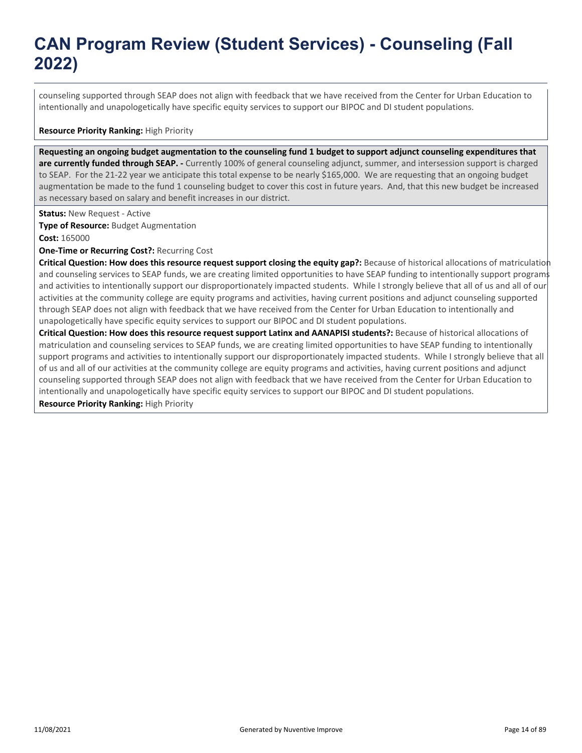counseling supported through SEAP does not align with feedback that we have received from the Center for Urban Education to intentionally and unapologetically have specific equity services to support our BIPOC and DI student populations.

**Resource Priority Ranking:** High Priority

**Requesting an ongoing budget augmentation to the counseling fund 1 budget to support adjunct counseling expenditures that are currently funded through SEAP. -** Currently 100% of general counseling adjunct, summer, and intersession support is charged to SEAP. For the 21-22 year we anticipate this total expense to be nearly $165,000. We are requesting that an ongoing budget augmentation be made to the fund 1 counseling budget to cover this cost in future years. And, that this new budget be increased as necessary based on salary and benefit increases in our district.

**Status:** New Request - Active

**Type of Resource:** Budget Augmentation

**Cost:** 165000

**One-Time or Recurring Cost?:** Recurring Cost

**Critical Question: How does this resource request support closing the equity gap?:** Because of historical allocations of matriculation and counseling services to SEAP funds, we are creating limited opportunities to have SEAP funding to intentionally support programs and activities to intentionally support our disproportionately impacted students. While I strongly believe that all of us and all of our activities at the community college are equity programs and activities, having current positions and adjunct counseling supported through SEAP does not align with feedback that we have received from the Center for Urban Education to intentionally and unapologetically have specific equity services to support our BIPOC and DI student populations.

**Critical Question: How does this resource request support Latinx and AANAPISI students?:** Because of historical allocations of matriculation and counseling services to SEAP funds, we are creating limited opportunities to have SEAP funding to intentionally support programs and activities to intentionally support our disproportionately impacted students. While I strongly believe that all of us and all of our activities at the community college are equity programs and activities, having current positions and adjunct counseling supported through SEAP does not align with feedback that we have received from the Center for Urban Education to intentionally and unapologetically have specific equity services to support our BIPOC and DI student populations.

**Resource Priority Ranking:** High Priority